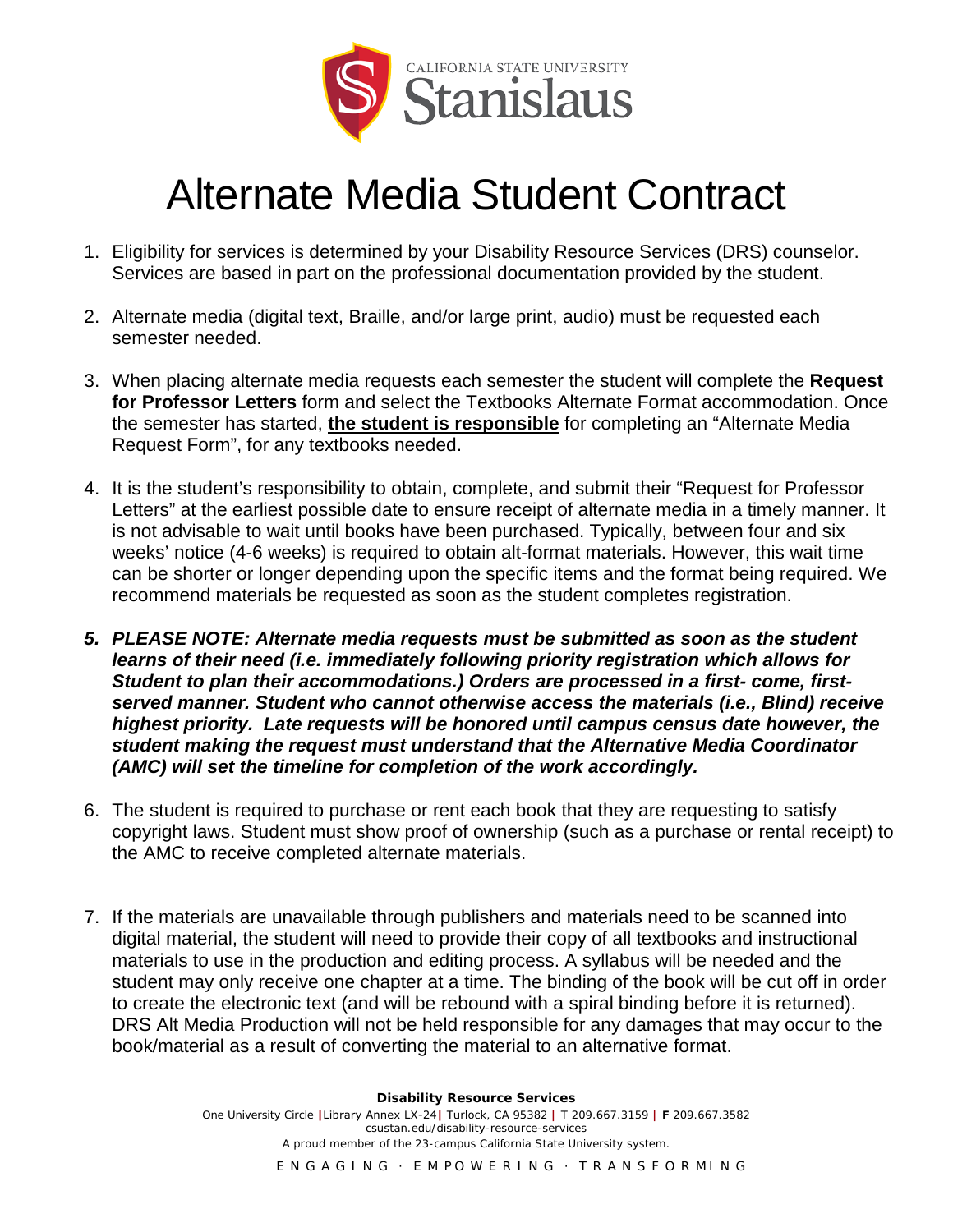CALIFORNIA STATE UNIVERSITY
Stanislaus

# Alternate Media Student Contract

1. Eligibility for services is determined by your Disability Resource Services (DRS) counselor. Services are based in part on the professional documentation provided by the student.

2. Alternate media (digital text, Braille, and/or large print, audio) must be requested each semester needed.

3. When placing alternate media requests each semester the student will complete the **Request for Professor Letters** form and select the Textbooks Alternate Format accommodation. Once the semester has started, **<u>the student is responsible</u>** for completing an "Alternate Media Request Form", for any textbooks needed.

4. It is the student's responsibility to obtain, complete, and submit their "Request for Professor Letters" at the earliest possible date to ensure receipt of alternate media in a timely manner. It is not advisable to wait until books have been purchased. Typically, between four and six weeks' notice (4-6 weeks) is required to obtain alt-format materials. However, this wait time can be shorter or longer depending upon the specific items and the format being required. We recommend materials be requested as soon as the student completes registration.

5. ***PLEASE NOTE: Alternate media requests must be submitted as soon as the student learns of their need (i.e. immediately following priority registration which allows for Student to plan their accommodations.) Orders are processed in a first- come, first-served manner. Student who cannot otherwise access the materials (i.e., Blind) receive highest priority. Late requests will be honored until campus census date however, the student making the request must understand that the Alternative Media Coordinator (AMC) will set the timeline for completion of the work accordingly.***

6. The student is required to purchase or rent each book that they are requesting to satisfy copyright laws. Student must show proof of ownership (such as a purchase or rental receipt) to the AMC to receive completed alternate materials.

7. If the materials are unavailable through publishers and materials need to be scanned into digital material, the student will need to provide their copy of all textbooks and instructional materials to use in the production and editing process. A syllabus will be needed and the student may only receive one chapter at a time. The binding of the book will be cut off in order to create the electronic text (and will be rebound with a spiral binding before it is returned). DRS Alt Media Production will not be held responsible for any damages that may occur to the book/material as a result of converting the material to an alternative format.

**Disability Resource Services**
One University Circle | Library Annex LX-24 | Turlock, CA 95382 | T 209.667.3159 | **F** 209.667.3582
csustan.edu/disability-resource-services
A proud member of the 23-campus California State University system.

ENGAGING · EMPOWERING · TRANSFORMING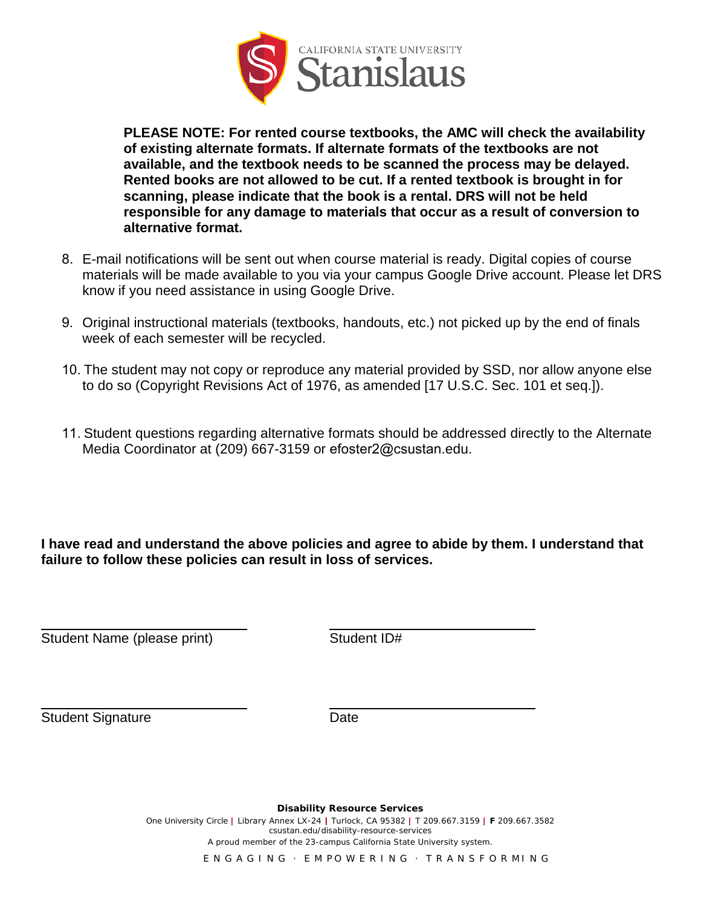**PLEASE NOTE: For rented course textbooks, the AMC will check the availability of existing alternate formats. If alternate formats of the textbooks are not available, and the textbook needs to be scanned the process may be delayed. Rented books are not allowed to be cut. If a rented textbook is brought in for scanning, please indicate that the book is a rental. DRS will not be held responsible for any damage to materials that occur as a result of conversion to alternative format.**

8. E-mail notifications will be sent out when course material is ready. Digital copies of course materials will be made available to you via your campus Google Drive account. Please let DRS know if you need assistance in using Google Drive.

9. Original instructional materials (textbooks, handouts, etc.) not picked up by the end of finals week of each semester will be recycled.

10. The student may not copy or reproduce any material provided by SSD, nor allow anyone else to do so (Copyright Revisions Act of 1976, as amended [17 U.S.C. Sec. 101 et seq.]).

11. Student questions regarding alternative formats should be addressed directly to the Alternate Media Coordinator at (209) 667-3159 or efoster2@csustan.edu.

**I have read and understand the above policies and agree to abide by them. I understand that failure to follow these policies can result in loss of services.**

______________________________ ______________________________

Student Name (please print) Student ID#

______________________________ ______________________________

Student Signature Date

**Disability Resource Services**

One University Circle | Library Annex LX-24 | Turlock, CA 95382 | T 209.667.3159 | **F** 209.667.3582

csustan.edu/disability-resource-services

A proud member of the 23-campus California State University system.

ENGAGING · EMPOWERING · TRANSFORMING